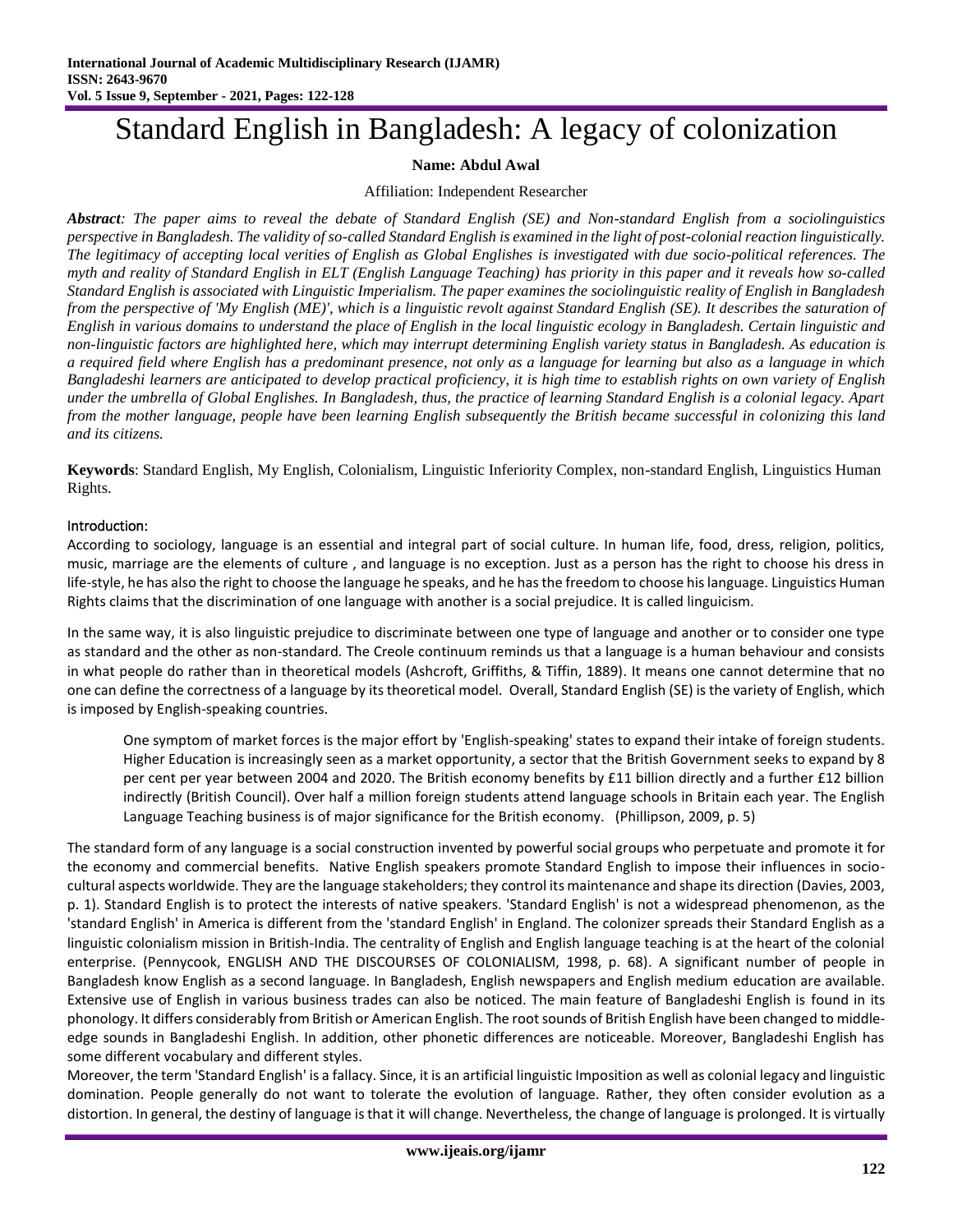# Standard English in Bangladesh: A legacy of colonization

**Name: Abdul Awal**

Affiliation: Independent Researcher

***Abstract****: The paper aims to reveal the debate of Standard English (SE) and Non-standard English from a sociolinguistics perspective in Bangladesh. The validity of so-called Standard English is examined in the light of post-colonial reaction linguistically. The legitimacy of accepting local verities of English as Global Englishes is investigated with due socio-political references. The myth and reality of Standard English in ELT (English Language Teaching) has priority in this paper and it reveals how so-called Standard English is associated with Linguistic Imperialism. The paper examines the sociolinguistic reality of English in Bangladesh from the perspective of 'My English (ME)', which is a linguistic revolt against Standard English (SE). It describes the saturation of English in various domains to understand the place of English in the local linguistic ecology in Bangladesh. Certain linguistic and non-linguistic factors are highlighted here, which may interrupt determining English variety status in Bangladesh. As education is a required field where English has a predominant presence, not only as a language for learning but also as a language in which Bangladeshi learners are anticipated to develop practical proficiency, it is high time to establish rights on own variety of English under the umbrella of Global Englishes. In Bangladesh, thus, the practice of learning Standard English is a colonial legacy. Apart from the mother language, people have been learning English subsequently the British became successful in colonizing this land and its citizens.*

**Keywords**: Standard English, My English, Colonialism, Linguistic Inferiority Complex, non-standard English, Linguistics Human Rights.

## Introduction:

According to sociology, language is an essential and integral part of social culture. In human life, food, dress, religion, politics, music, marriage are the elements of culture , and language is no exception. Just as a person has the right to choose his dress in life-style, he has also the right to choose the language he speaks, and he has the freedom to choose his language. Linguistics Human Rights claims that the discrimination of one language with another is a social prejudice. It is called linguicism.

In the same way, it is also linguistic prejudice to discriminate between one type of language and another or to consider one type as standard and the other as non-standard. The Creole continuum reminds us that a language is a human behaviour and consists in what people do rather than in theoretical models (Ashcroft, Griffiths, & Tiffin, 1889). It means one cannot determine that no one can define the correctness of a language by its theoretical model. Overall, Standard English (SE) is the variety of English, which is imposed by English-speaking countries.

> One symptom of market forces is the major effort by 'English-speaking' states to expand their intake of foreign students. Higher Education is increasingly seen as a market opportunity, a sector that the British Government seeks to expand by 8 per cent per year between 2004 and 2020. The British economy benefits by £11 billion directly and a further £12 billion indirectly (British Council). Over half a million foreign students attend language schools in Britain each year. The English Language Teaching business is of major significance for the British economy. (Phillipson, 2009, p. 5)

The standard form of any language is a social construction invented by powerful social groups who perpetuate and promote it for the economy and commercial benefits. Native English speakers promote Standard English to impose their influences in socio-cultural aspects worldwide. They are the language stakeholders; they control its maintenance and shape its direction (Davies, 2003, p. 1). Standard English is to protect the interests of native speakers. 'Standard English' is not a widespread phenomenon, as the 'standard English' in America is different from the 'standard English' in England. The colonizer spreads their Standard English as a linguistic colonialism mission in British-India. The centrality of English and English language teaching is at the heart of the colonial enterprise. (Pennycook, ENGLISH AND THE DISCOURSES OF COLONIALISM, 1998, p. 68). A significant number of people in Bangladesh know English as a second language. In Bangladesh, English newspapers and English medium education are available. Extensive use of English in various business trades can also be noticed. The main feature of Bangladeshi English is found in its phonology. It differs considerably from British or American English. The root sounds of British English have been changed to middle-edge sounds in Bangladeshi English. In addition, other phonetic differences are noticeable. Moreover, Bangladeshi English has some different vocabulary and different styles.

Moreover, the term 'Standard English' is a fallacy. Since, it is an artificial linguistic Imposition as well as colonial legacy and linguistic domination. People generally do not want to tolerate the evolution of language. Rather, they often consider evolution as a distortion. In general, the destiny of language is that it will change. Nevertheless, the change of language is prolonged. It is virtually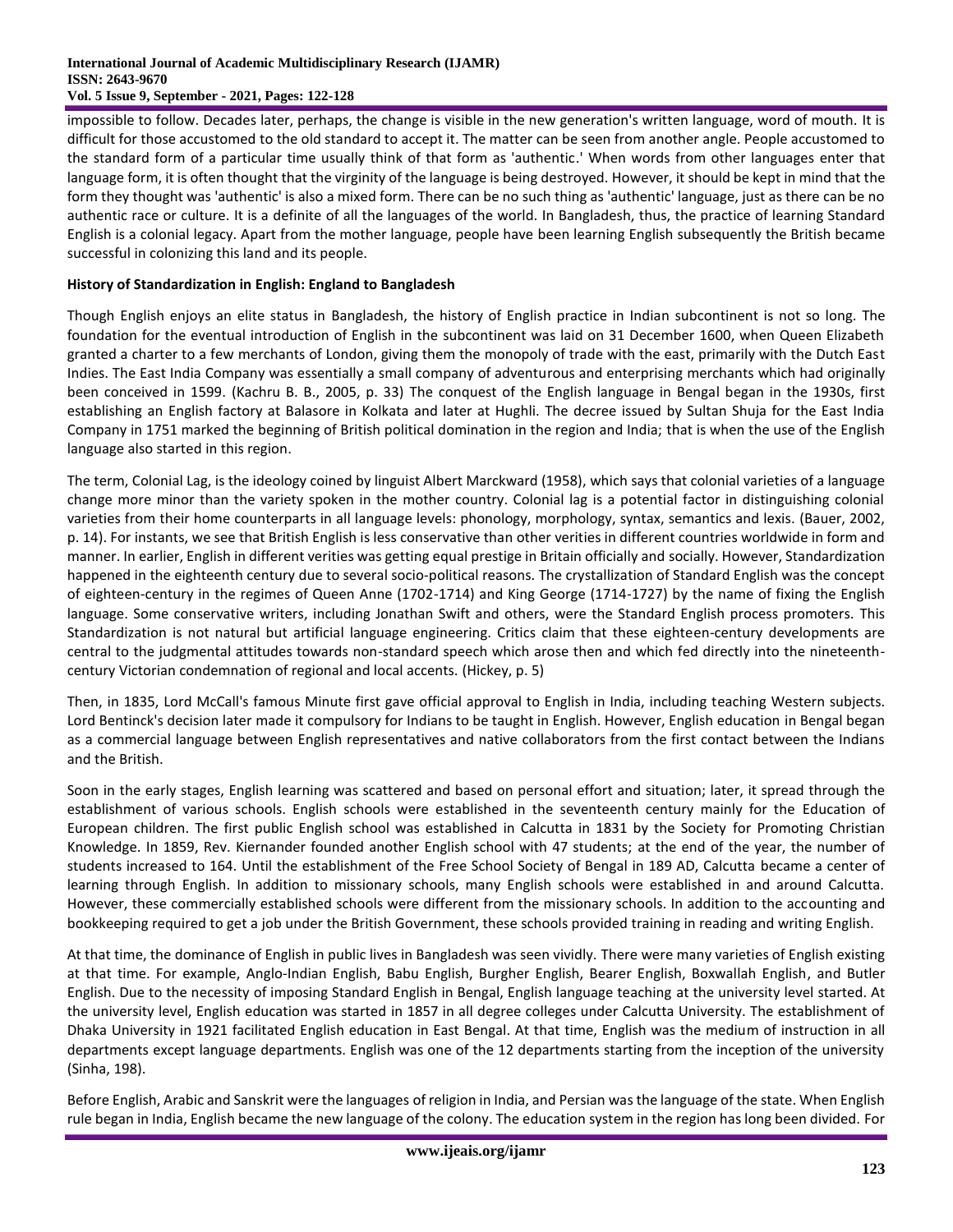impossible to follow. Decades later, perhaps, the change is visible in the new generation's written language, word of mouth. It is difficult for those accustomed to the old standard to accept it. The matter can be seen from another angle. People accustomed to the standard form of a particular time usually think of that form as 'authentic.' When words from other languages enter that language form, it is often thought that the virginity of the language is being destroyed. However, it should be kept in mind that the form they thought was 'authentic' is also a mixed form. There can be no such thing as 'authentic' language, just as there can be no authentic race or culture. It is a definite of all the languages of the world. In Bangladesh, thus, the practice of learning Standard English is a colonial legacy. Apart from the mother language, people have been learning English subsequently the British became successful in colonizing this land and its people.

**History of Standardization in English: England to Bangladesh**

Though English enjoys an elite status in Bangladesh, the history of English practice in Indian subcontinent is not so long. The foundation for the eventual introduction of English in the subcontinent was laid on 31 December 1600, when Queen Elizabeth granted a charter to a few merchants of London, giving them the monopoly of trade with the east, primarily with the Dutch East Indies. The East India Company was essentially a small company of adventurous and enterprising merchants which had originally been conceived in 1599. (Kachru B. B., 2005, p. 33) The conquest of the English language in Bengal began in the 1930s, first establishing an English factory at Balasore in Kolkata and later at Hughli. The decree issued by Sultan Shuja for the East India Company in 1751 marked the beginning of British political domination in the region and India; that is when the use of the English language also started in this region.

The term, Colonial Lag, is the ideology coined by linguist Albert Marckward (1958), which says that colonial varieties of a language change more minor than the variety spoken in the mother country. Colonial lag is a potential factor in distinguishing colonial varieties from their home counterparts in all language levels: phonology, morphology, syntax, semantics and lexis. (Bauer, 2002, p. 14). For instants, we see that British English is less conservative than other verities in different countries worldwide in form and manner. In earlier, English in different verities was getting equal prestige in Britain officially and socially. However, Standardization happened in the eighteenth century due to several socio-political reasons. The crystallization of Standard English was the concept of eighteen-century in the regimes of Queen Anne (1702-1714) and King George (1714-1727) by the name of fixing the English language. Some conservative writers, including Jonathan Swift and others, were the Standard English process promoters. This Standardization is not natural but artificial language engineering. Critics claim that these eighteen-century developments are central to the judgmental attitudes towards non-standard speech which arose then and which fed directly into the nineteenth-century Victorian condemnation of regional and local accents. (Hickey, p. 5)

Then, in 1835, Lord McCall's famous Minute first gave official approval to English in India, including teaching Western subjects. Lord Bentinck's decision later made it compulsory for Indians to be taught in English. However, English education in Bengal began as a commercial language between English representatives and native collaborators from the first contact between the Indians and the British.

Soon in the early stages, English learning was scattered and based on personal effort and situation; later, it spread through the establishment of various schools. English schools were established in the seventeenth century mainly for the Education of European children. The first public English school was established in Calcutta in 1831 by the Society for Promoting Christian Knowledge. In 1859, Rev. Kiernander founded another English school with 47 students; at the end of the year, the number of students increased to 164. Until the establishment of the Free School Society of Bengal in 189 AD, Calcutta became a center of learning through English. In addition to missionary schools, many English schools were established in and around Calcutta. However, these commercially established schools were different from the missionary schools. In addition to the accounting and bookkeeping required to get a job under the British Government, these schools provided training in reading and writing English.

At that time, the dominance of English in public lives in Bangladesh was seen vividly. There were many varieties of English existing at that time. For example, Anglo-Indian English, Babu English, Burgher English, Bearer English, Boxwallah English, and Butler English. Due to the necessity of imposing Standard English in Bengal, English language teaching at the university level started. At the university level, English education was started in 1857 in all degree colleges under Calcutta University. The establishment of Dhaka University in 1921 facilitated English education in East Bengal. At that time, English was the medium of instruction in all departments except language departments. English was one of the 12 departments starting from the inception of the university (Sinha, 198).

Before English, Arabic and Sanskrit were the languages of religion in India, and Persian was the language of the state. When English rule began in India, English became the new language of the colony. The education system in the region has long been divided. For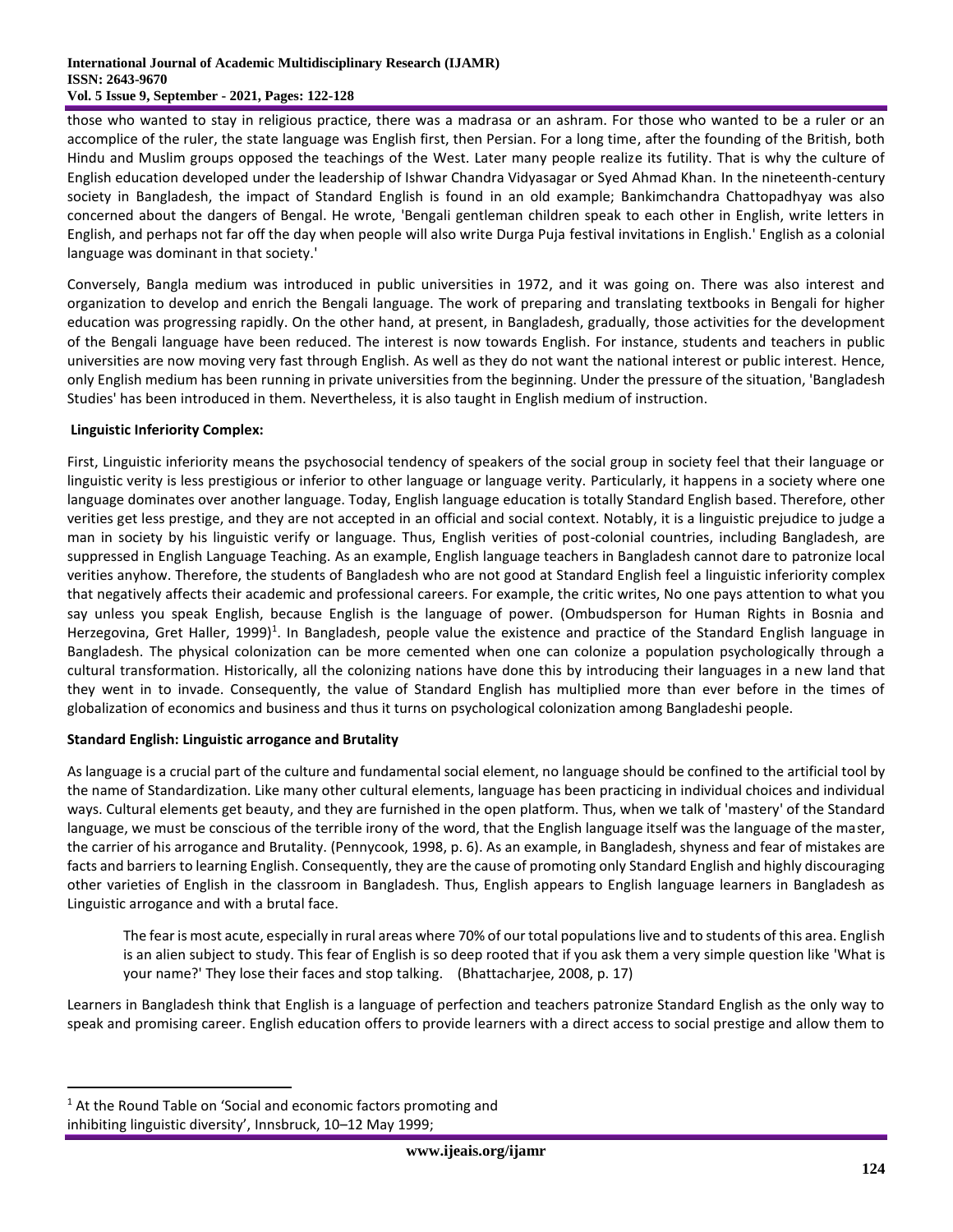those who wanted to stay in religious practice, there was a madrasa or an ashram. For those who wanted to be a ruler or an accomplice of the ruler, the state language was English first, then Persian. For a long time, after the founding of the British, both Hindu and Muslim groups opposed the teachings of the West. Later many people realize its futility. That is why the culture of English education developed under the leadership of Ishwar Chandra Vidyasagar or Syed Ahmad Khan. In the nineteenth-century society in Bangladesh, the impact of Standard English is found in an old example; Bankimchandra Chattopadhyay was also concerned about the dangers of Bengal. He wrote, 'Bengali gentleman children speak to each other in English, write letters in English, and perhaps not far off the day when people will also write Durga Puja festival invitations in English.' English as a colonial language was dominant in that society.'

Conversely, Bangla medium was introduced in public universities in 1972, and it was going on. There was also interest and organization to develop and enrich the Bengali language. The work of preparing and translating textbooks in Bengali for higher education was progressing rapidly. On the other hand, at present, in Bangladesh, gradually, those activities for the development of the Bengali language have been reduced. The interest is now towards English. For instance, students and teachers in public universities are now moving very fast through English. As well as they do not want the national interest or public interest. Hence, only English medium has been running in private universities from the beginning. Under the pressure of the situation, 'Bangladesh Studies' has been introduced in them. Nevertheless, it is also taught in English medium of instruction.

**Linguistic Inferiority Complex:**

First, Linguistic inferiority means the psychosocial tendency of speakers of the social group in society feel that their language or linguistic verity is less prestigious or inferior to other language or language verity. Particularly, it happens in a society where one language dominates over another language. Today, English language education is totally Standard English based. Therefore, other verities get less prestige, and they are not accepted in an official and social context. Notably, it is a linguistic prejudice to judge a man in society by his linguistic verify or language. Thus, English verities of post-colonial countries, including Bangladesh, are suppressed in English Language Teaching. As an example, English language teachers in Bangladesh cannot dare to patronize local verities anyhow. Therefore, the students of Bangladesh who are not good at Standard English feel a linguistic inferiority complex that negatively affects their academic and professional careers. For example, the critic writes, No one pays attention to what you say unless you speak English, because English is the language of power. (Ombudsperson for Human Rights in Bosnia and Herzegovina, Gret Haller, 1999)[1]. In Bangladesh, people value the existence and practice of the Standard English language in Bangladesh. The physical colonization can be more cemented when one can colonize a population psychologically through a cultural transformation. Historically, all the colonizing nations have done this by introducing their languages in a new land that they went in to invade. Consequently, the value of Standard English has multiplied more than ever before in the times of globalization of economics and business and thus it turns on psychological colonization among Bangladeshi people.

**Standard English: Linguistic arrogance and Brutality**

As language is a crucial part of the culture and fundamental social element, no language should be confined to the artificial tool by the name of Standardization. Like many other cultural elements, language has been practicing in individual choices and individual ways. Cultural elements get beauty, and they are furnished in the open platform. Thus, when we talk of 'mastery' of the Standard language, we must be conscious of the terrible irony of the word, that the English language itself was the language of the master, the carrier of his arrogance and Brutality. (Pennycook, 1998, p. 6). As an example, in Bangladesh, shyness and fear of mistakes are facts and barriers to learning English. Consequently, they are the cause of promoting only Standard English and highly discouraging other varieties of English in the classroom in Bangladesh. Thus, English appears to English language learners in Bangladesh as Linguistic arrogance and with a brutal face.

> The fear is most acute, especially in rural areas where 70% of our total populations live and to students of this area. English is an alien subject to study. This fear of English is so deep rooted that if you ask them a very simple question like 'What is your name?' They lose their faces and stop talking. (Bhattacharjee, 2008, p. 17)

Learners in Bangladesh think that English is a language of perfection and teachers patronize Standard English as the only way to speak and promising career. English education offers to provide learners with a direct access to social prestige and allow them to

[1] At the Round Table on 'Social and economic factors promoting and inhibiting linguistic diversity', Innsbruck, 10–12 May 1999;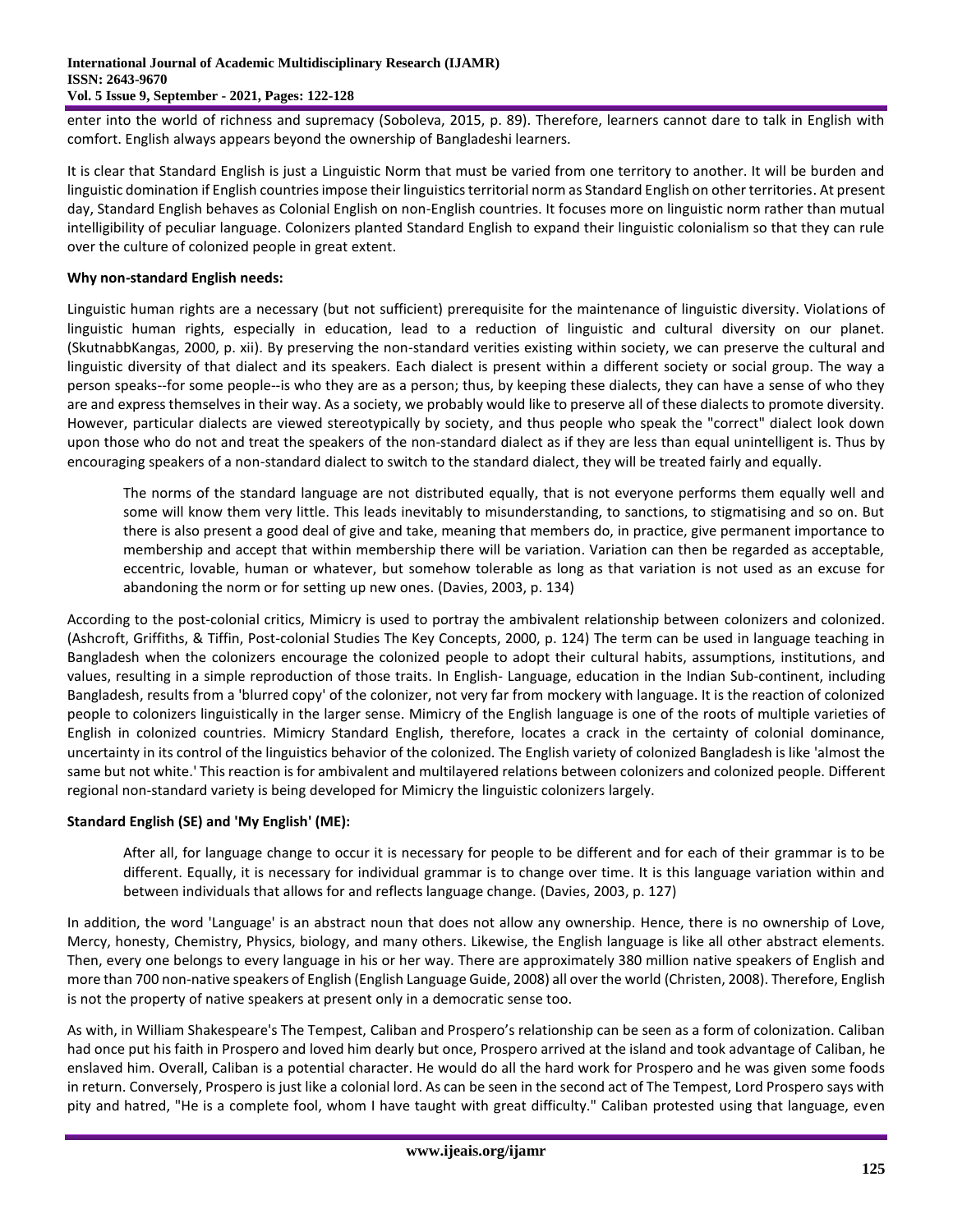enter into the world of richness and supremacy (Soboleva, 2015, p. 89). Therefore, learners cannot dare to talk in English with comfort. English always appears beyond the ownership of Bangladeshi learners.

It is clear that Standard English is just a Linguistic Norm that must be varied from one territory to another. It will be burden and linguistic domination if English countries impose their linguistics territorial norm as Standard English on other territories. At present day, Standard English behaves as Colonial English on non-English countries. It focuses more on linguistic norm rather than mutual intelligibility of peculiar language. Colonizers planted Standard English to expand their linguistic colonialism so that they can rule over the culture of colonized people in great extent.

**Why non-standard English needs:**

Linguistic human rights are a necessary (but not sufficient) prerequisite for the maintenance of linguistic diversity. Violations of linguistic human rights, especially in education, lead to a reduction of linguistic and cultural diversity on our planet. (SkutnabbKangas, 2000, p. xii). By preserving the non-standard verities existing within society, we can preserve the cultural and linguistic diversity of that dialect and its speakers. Each dialect is present within a different society or social group. The way a person speaks--for some people--is who they are as a person; thus, by keeping these dialects, they can have a sense of who they are and express themselves in their way. As a society, we probably would like to preserve all of these dialects to promote diversity. However, particular dialects are viewed stereotypically by society, and thus people who speak the "correct" dialect look down upon those who do not and treat the speakers of the non-standard dialect as if they are less than equal unintelligent is. Thus by encouraging speakers of a non-standard dialect to switch to the standard dialect, they will be treated fairly and equally.

> The norms of the standard language are not distributed equally, that is not everyone performs them equally well and some will know them very little. This leads inevitably to misunderstanding, to sanctions, to stigmatising and so on. But there is also present a good deal of give and take, meaning that members do, in practice, give permanent importance to membership and accept that within membership there will be variation. Variation can then be regarded as acceptable, eccentric, lovable, human or whatever, but somehow tolerable as long as that variation is not used as an excuse for abandoning the norm or for setting up new ones. (Davies, 2003, p. 134)

According to the post-colonial critics, Mimicry is used to portray the ambivalent relationship between colonizers and colonized. (Ashcroft, Griffiths, & Tiffin, Post-colonial Studies The Key Concepts, 2000, p. 124) The term can be used in language teaching in Bangladesh when the colonizers encourage the colonized people to adopt their cultural habits, assumptions, institutions, and values, resulting in a simple reproduction of those traits. In English- Language, education in the Indian Sub-continent, including Bangladesh, results from a 'blurred copy' of the colonizer, not very far from mockery with language. It is the reaction of colonized people to colonizers linguistically in the larger sense. Mimicry of the English language is one of the roots of multiple varieties of English in colonized countries. Mimicry Standard English, therefore, locates a crack in the certainty of colonial dominance, uncertainty in its control of the linguistics behavior of the colonized. The English variety of colonized Bangladesh is like 'almost the same but not white.' This reaction is for ambivalent and multilayered relations between colonizers and colonized people. Different regional non-standard variety is being developed for Mimicry the linguistic colonizers largely.

**Standard English (SE) and 'My English' (ME):**

> After all, for language change to occur it is necessary for people to be different and for each of their grammar is to be different. Equally, it is necessary for individual grammar is to change over time. It is this language variation within and between individuals that allows for and reflects language change. (Davies, 2003, p. 127)

In addition, the word 'Language' is an abstract noun that does not allow any ownership. Hence, there is no ownership of Love, Mercy, honesty, Chemistry, Physics, biology, and many others. Likewise, the English language is like all other abstract elements. Then, every one belongs to every language in his or her way. There are approximately 380 million native speakers of English and more than 700 non-native speakers of English (English Language Guide, 2008) all over the world (Christen, 2008). Therefore, English is not the property of native speakers at present only in a democratic sense too.

As with, in William Shakespeare's The Tempest, Caliban and Prospero's relationship can be seen as a form of colonization. Caliban had once put his faith in Prospero and loved him dearly but once, Prospero arrived at the island and took advantage of Caliban, he enslaved him. Overall, Caliban is a potential character. He would do all the hard work for Prospero and he was given some foods in return. Conversely, Prospero is just like a colonial lord. As can be seen in the second act of The Tempest, Lord Prospero says with pity and hatred, "He is a complete fool, whom I have taught with great difficulty." Caliban protested using that language, even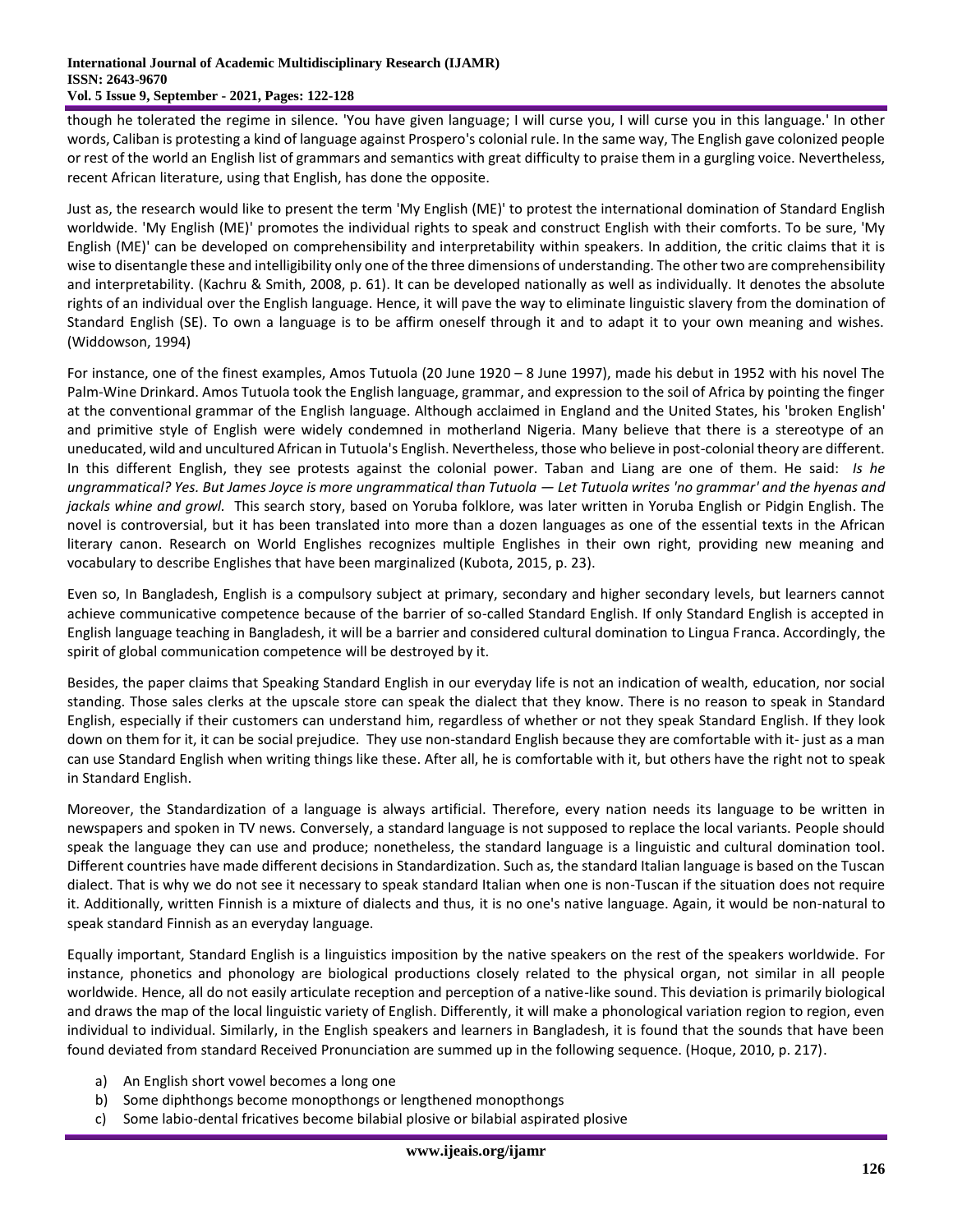though he tolerated the regime in silence. 'You have given language; I will curse you, I will curse you in this language.' In other words, Caliban is protesting a kind of language against Prospero's colonial rule. In the same way, The English gave colonized people or rest of the world an English list of grammars and semantics with great difficulty to praise them in a gurgling voice. Nevertheless, recent African literature, using that English, has done the opposite.

Just as, the research would like to present the term 'My English (ME)' to protest the international domination of Standard English worldwide. 'My English (ME)' promotes the individual rights to speak and construct English with their comforts. To be sure, 'My English (ME)' can be developed on comprehensibility and interpretability within speakers. In addition, the critic claims that it is wise to disentangle these and intelligibility only one of the three dimensions of understanding. The other two are comprehensibility and interpretability. (Kachru & Smith, 2008, p. 61). It can be developed nationally as well as individually. It denotes the absolute rights of an individual over the English language. Hence, it will pave the way to eliminate linguistic slavery from the domination of Standard English (SE). To own a language is to be affirm oneself through it and to adapt it to your own meaning and wishes. (Widdowson, 1994)

For instance, one of the finest examples, Amos Tutuola (20 June 1920 – 8 June 1997), made his debut in 1952 with his novel The Palm-Wine Drinkard. Amos Tutuola took the English language, grammar, and expression to the soil of Africa by pointing the finger at the conventional grammar of the English language. Although acclaimed in England and the United States, his 'broken English' and primitive style of English were widely condemned in motherland Nigeria. Many believe that there is a stereotype of an uneducated, wild and uncultured African in Tutuola's English. Nevertheless, those who believe in post-colonial theory are different. In this different English, they see protests against the colonial power. Taban and Liang are one of them. He said: *Is he ungrammatical? Yes. But James Joyce is more ungrammatical than Tutuola — Let Tutuola writes 'no grammar' and the hyenas and jackals whine and growl.* This search story, based on Yoruba folklore, was later written in Yoruba English or Pidgin English. The novel is controversial, but it has been translated into more than a dozen languages as one of the essential texts in the African literary canon. Research on World Englishes recognizes multiple Englishes in their own right, providing new meaning and vocabulary to describe Englishes that have been marginalized (Kubota, 2015, p. 23).

Even so, In Bangladesh, English is a compulsory subject at primary, secondary and higher secondary levels, but learners cannot achieve communicative competence because of the barrier of so-called Standard English. If only Standard English is accepted in English language teaching in Bangladesh, it will be a barrier and considered cultural domination to Lingua Franca. Accordingly, the spirit of global communication competence will be destroyed by it.

Besides, the paper claims that Speaking Standard English in our everyday life is not an indication of wealth, education, nor social standing. Those sales clerks at the upscale store can speak the dialect that they know. There is no reason to speak in Standard English, especially if their customers can understand him, regardless of whether or not they speak Standard English. If they look down on them for it, it can be social prejudice. They use non-standard English because they are comfortable with it- just as a man can use Standard English when writing things like these. After all, he is comfortable with it, but others have the right not to speak in Standard English.

Moreover, the Standardization of a language is always artificial. Therefore, every nation needs its language to be written in newspapers and spoken in TV news. Conversely, a standard language is not supposed to replace the local variants. People should speak the language they can use and produce; nonetheless, the standard language is a linguistic and cultural domination tool. Different countries have made different decisions in Standardization. Such as, the standard Italian language is based on the Tuscan dialect. That is why we do not see it necessary to speak standard Italian when one is non-Tuscan if the situation does not require it. Additionally, written Finnish is a mixture of dialects and thus, it is no one's native language. Again, it would be non-natural to speak standard Finnish as an everyday language.

Equally important, Standard English is a linguistics imposition by the native speakers on the rest of the speakers worldwide. For instance, phonetics and phonology are biological productions closely related to the physical organ, not similar in all people worldwide. Hence, all do not easily articulate reception and perception of a native-like sound. This deviation is primarily biological and draws the map of the local linguistic variety of English. Differently, it will make a phonological variation region to region, even individual to individual. Similarly, in the English speakers and learners in Bangladesh, it is found that the sounds that have been found deviated from standard Received Pronunciation are summed up in the following sequence. (Hoque, 2010, p. 217).

a) An English short vowel becomes a long one
b) Some diphthongs become monopthongs or lengthened monopthongs
c) Some labio-dental fricatives become bilabial plosive or bilabial aspirated plosive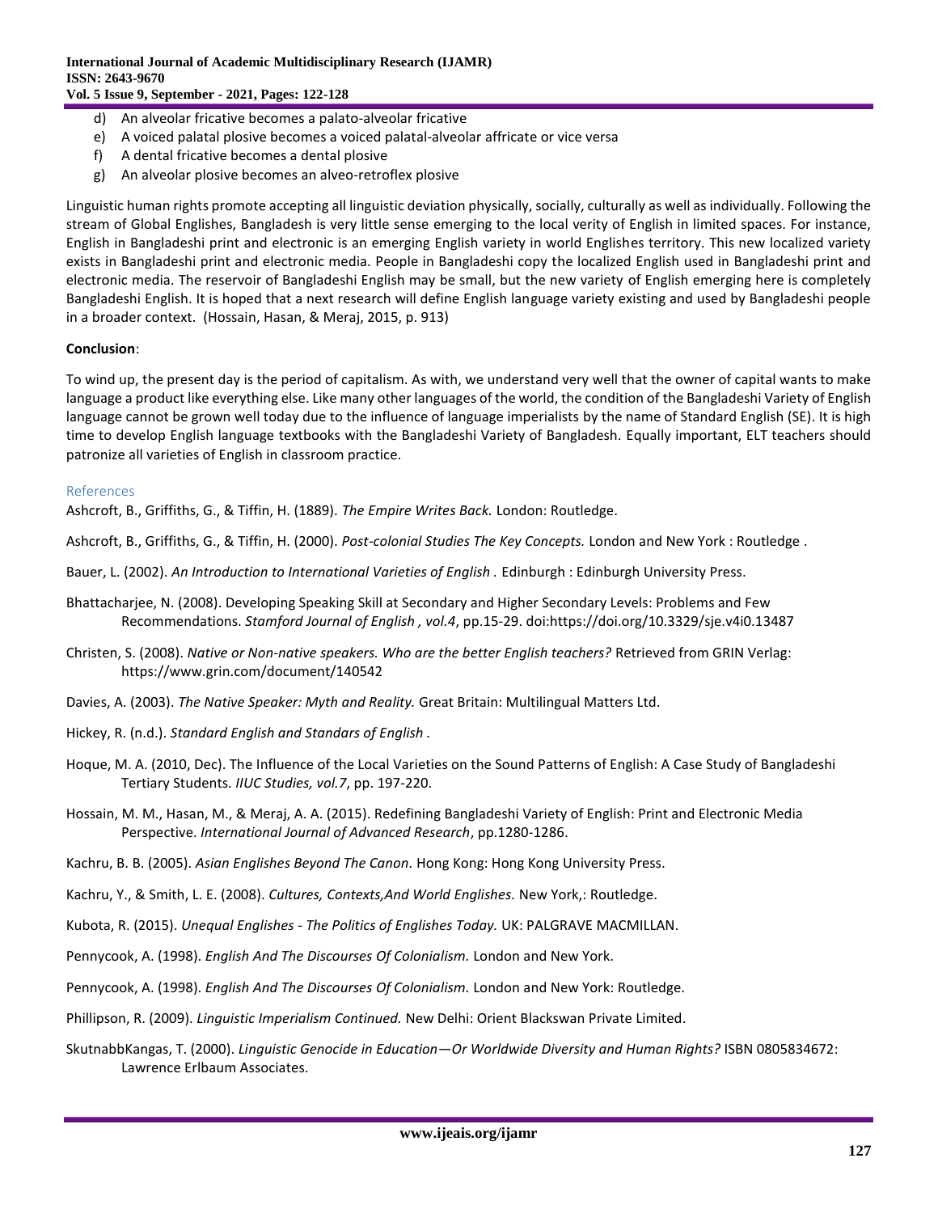d) An alveolar fricative becomes a palato-alveolar fricative
e) A voiced palatal plosive becomes a voiced palatal-alveolar affricate or vice versa
f) A dental fricative becomes a dental plosive
g) An alveolar plosive becomes an alveo-retroflex plosive

Linguistic human rights promote accepting all linguistic deviation physically, socially, culturally as well as individually. Following the stream of Global Englishes, Bangladesh is very little sense emerging to the local verity of English in limited spaces. For instance, English in Bangladeshi print and electronic is an emerging English variety in world Englishes territory. This new localized variety exists in Bangladeshi print and electronic media. People in Bangladeshi copy the localized English used in Bangladeshi print and electronic media. The reservoir of Bangladeshi English may be small, but the new variety of English emerging here is completely Bangladeshi English. It is hoped that a next research will define English language variety existing and used by Bangladeshi people in a broader context. (Hossain, Hasan, & Meraj, 2015, p. 913)

**Conclusion**:

To wind up, the present day is the period of capitalism. As with, we understand very well that the owner of capital wants to make language a product like everything else. Like many other languages of the world, the condition of the Bangladeshi Variety of English language cannot be grown well today due to the influence of language imperialists by the name of Standard English (SE). It is high time to develop English language textbooks with the Bangladeshi Variety of Bangladesh. Equally important, ELT teachers should patronize all varieties of English in classroom practice.

## References

Ashcroft, B., Griffiths, G., & Tiffin, H. (1889). *The Empire Writes Back.* London: Routledge.

Ashcroft, B., Griffiths, G., & Tiffin, H. (2000). *Post-colonial Studies The Key Concepts.* London and New York : Routledge .

Bauer, L. (2002). *An Introduction to International Varieties of English .* Edinburgh : Edinburgh University Press.

Bhattacharjee, N. (2008). Developing Speaking Skill at Secondary and Higher Secondary Levels: Problems and Few Recommendations. *Stamford Journal of English , vol.4*, pp.15-29. doi:https://doi.org/10.3329/sje.v4i0.13487

Christen, S. (2008). *Native or Non-native speakers. Who are the better English teachers?* Retrieved from GRIN Verlag: https://www.grin.com/document/140542

Davies, A. (2003). *The Native Speaker: Myth and Reality.* Great Britain: Multilingual Matters Ltd.

Hickey, R. (n.d.). *Standard English and Standars of English .*

Hoque, M. A. (2010, Dec). The Influence of the Local Varieties on the Sound Patterns of English: A Case Study of Bangladeshi Tertiary Students. *IIUC Studies, vol.7*, pp. 197-220.

Hossain, M. M., Hasan, M., & Meraj, A. A. (2015). Redefining Bangladeshi Variety of English: Print and Electronic Media Perspective. *International Journal of Advanced Research*, pp.1280-1286.

Kachru, B. B. (2005). *Asian Englishes Beyond The Canon.* Hong Kong: Hong Kong University Press.

Kachru, Y., & Smith, L. E. (2008). *Cultures, Contexts,And World Englishes.* New York,: Routledge.

Kubota, R. (2015). *Unequal Englishes - The Politics of Englishes Today.* UK: PALGRAVE MACMILLAN.

Pennycook, A. (1998). *English And The Discourses Of Colonialism.* London and New York.

Pennycook, A. (1998). *English And The Discourses Of Colonialism.* London and New York: Routledge.

Phillipson, R. (2009). *Linguistic Imperialism Continued.* New Delhi: Orient Blackswan Private Limited.

SkutnabbKangas, T. (2000). *Linguistic Genocide in Education—Or Worldwide Diversity and Human Rights?* ISBN 0805834672: Lawrence Erlbaum Associates.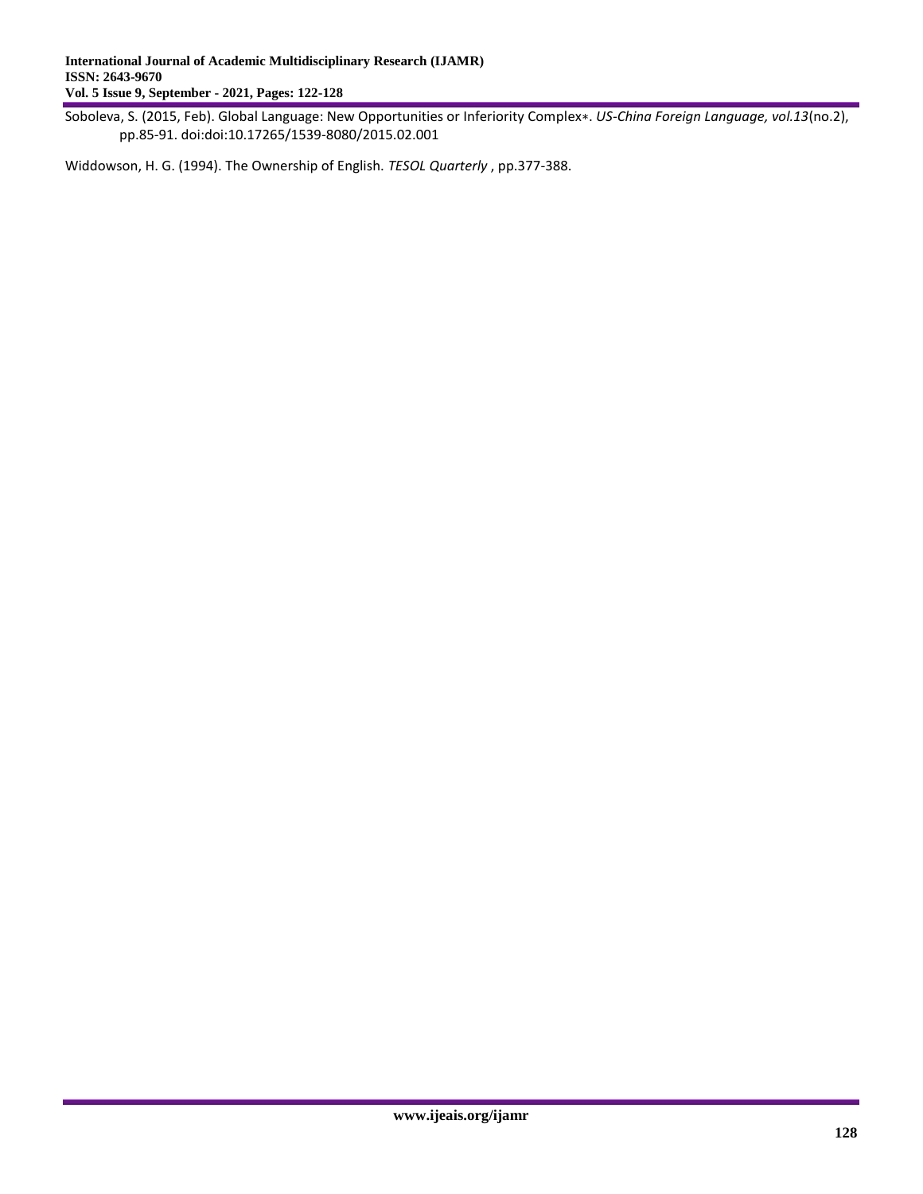Soboleva, S. (2015, Feb). Global Language: New Opportunities or Inferiority Complex∗. *US-China Foreign Language, vol.13*(no.2), pp.85-91. doi:doi:10.17265/1539-8080/2015.02.001

Widdowson, H. G. (1994). The Ownership of English. *TESOL Quarterly* , pp.377-388.